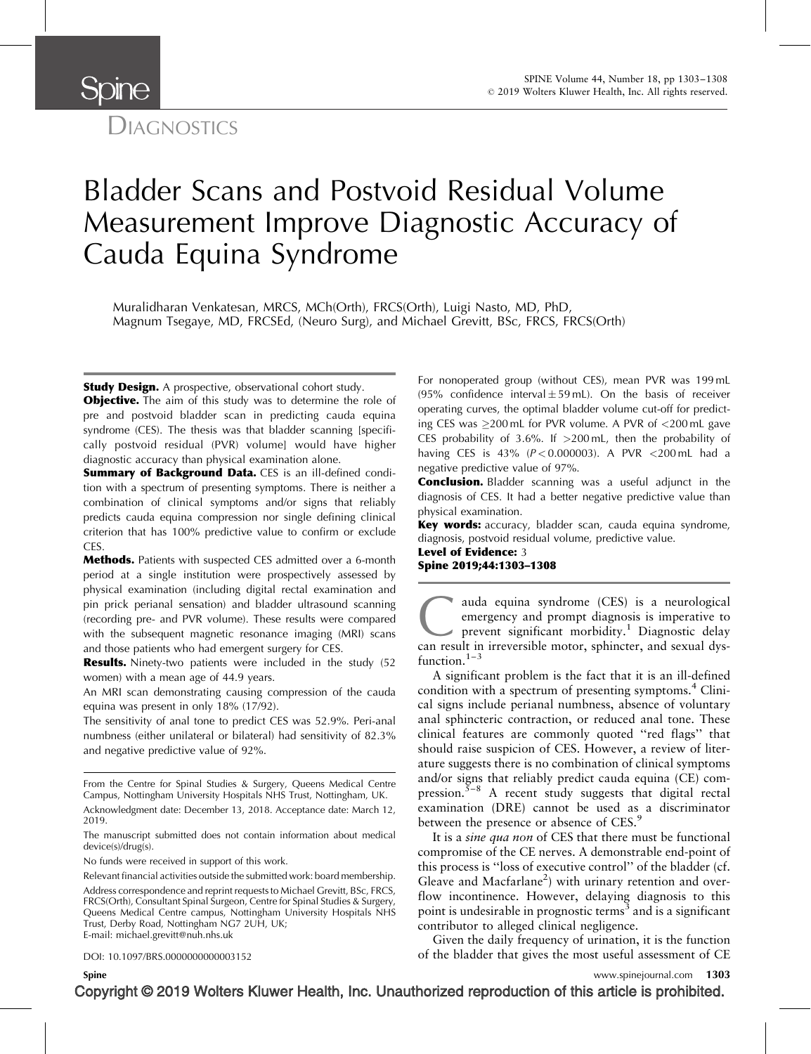DIAGNOSTICS

# Bladder Scans and Postvoid Residual Volume Measurement Improve Diagnostic Accuracy of Cauda Equina Syndrome

Muralidharan Venkatesan, MRCS, MCh(Orth), FRCS(Orth), Luigi Nasto, MD, PhD, Magnum Tsegaye, MD, FRCSEd, (Neuro Surg), and Michael Grevitt, BSc, FRCS, FRCS(Orth)

**Study Design.** A prospective, observational cohort study.

**Objective.** The aim of this study was to determine the role of pre and postvoid bladder scan in predicting cauda equina syndrome (CES). The thesis was that bladder scanning [specifically postvoid residual (PVR) volume] would have higher diagnostic accuracy than physical examination alone.

**Summary of Background Data.** CES is an ill-defined condition with a spectrum of presenting symptoms. There is neither a combination of clinical symptoms and/or signs that reliably predicts cauda equina compression nor single defining clinical criterion that has 100% predictive value to confirm or exclude CES.

**Methods.** Patients with suspected CES admitted over a 6-month period at a single institution were prospectively assessed by physical examination (including digital rectal examination and pin prick perianal sensation) and bladder ultrasound scanning (recording pre- and PVR volume). These results were compared with the subsequent magnetic resonance imaging (MRI) scans and those patients who had emergent surgery for CES.

**Results.** Ninety-two patients were included in the study (52 women) with a mean age of 44.9 years.

An MRI scan demonstrating causing compression of the cauda equina was present in only 18% (17/92).

The sensitivity of anal tone to predict CES was 52.9%. Peri-anal numbness (either unilateral or bilateral) had sensitivity of 82.3% and negative predictive value of 92%.

For nonoperated group (without CES), mean PVR was 199 mL (95% confidence interval $\pm$ 59 mL). On the basis of receiver operating curves, the optimal bladder volume cut-off for predicting CES was $\geq$200 mL for PVR volume. A PVR of <200 mL gave CES probability of 3.6%. If >200 mL, then the probability of having CES is 43% ($P < 0.000003$). A PVR <200 mL had a negative predictive value of 97%.

**Conclusion.** Bladder scanning was a useful adjunct in the diagnosis of CES. It had a better negative predictive value than physical examination.

**Key words:** accuracy, bladder scan, cauda equina syndrome, diagnosis, postvoid residual volume, predictive value.

**Level of Evidence:** 3

**Spine 2019;44:1303–1308**

From the Centre for Spinal Studies & Surgery, Queens Medical Centre Campus, Nottingham University Hospitals NHS Trust, Nottingham, UK.

Acknowledgment date: December 13, 2018. Acceptance date: March 12, 2019.

The manuscript submitted does not contain information about medical device(s)/drug(s).

No funds were received in support of this work.

Relevant financial activities outside the submitted work: board membership.

Address correspondence and reprint requests to Michael Grevitt, BSc, FRCS, FRCS(Orth), Consultant Spinal Surgeon, Centre for Spinal Studies & Surgery, Queens Medical Centre campus, Nottingham University Hospitals NHS Trust, Derby Road, Nottingham NG7 2UH, UK; E-mail: michael.grevitt@nuh.nhs.uk

DOI: 10.1097/BRS.0000000000003152

Cauda equina syndrome (CES) is a neurological emergency and prompt diagnosis is imperative to prevent significant morbidity.[1] Diagnostic delay can result in irreversible motor, sphincter, and sexual dysfunction.[1–3]

A significant problem is the fact that it is an ill-defined condition with a spectrum of presenting symptoms.[4] Clinical signs include perianal numbness, absence of voluntary anal sphincteric contraction, or reduced anal tone. These clinical features are commonly quoted "red flags" that should raise suspicion of CES. However, a review of literature suggests there is no combination of clinical symptoms and/or signs that reliably predict cauda equina (CE) compression.[5–8] A recent study suggests that digital rectal examination (DRE) cannot be used as a discriminator between the presence or absence of CES.[9]

It is a *sine qua non* of CES that there must be functional compromise of the CE nerves. A demonstrable end-point of this process is "loss of executive control" of the bladder (cf. Gleave and Macfarlane[2]) with urinary retention and overflow incontinence. However, delaying diagnosis to this point is undesirable in prognostic terms[3] and is a significant contributor to alleged clinical negligence.

Given the daily frequency of urination, it is the function of the bladder that gives the most useful assessment of CE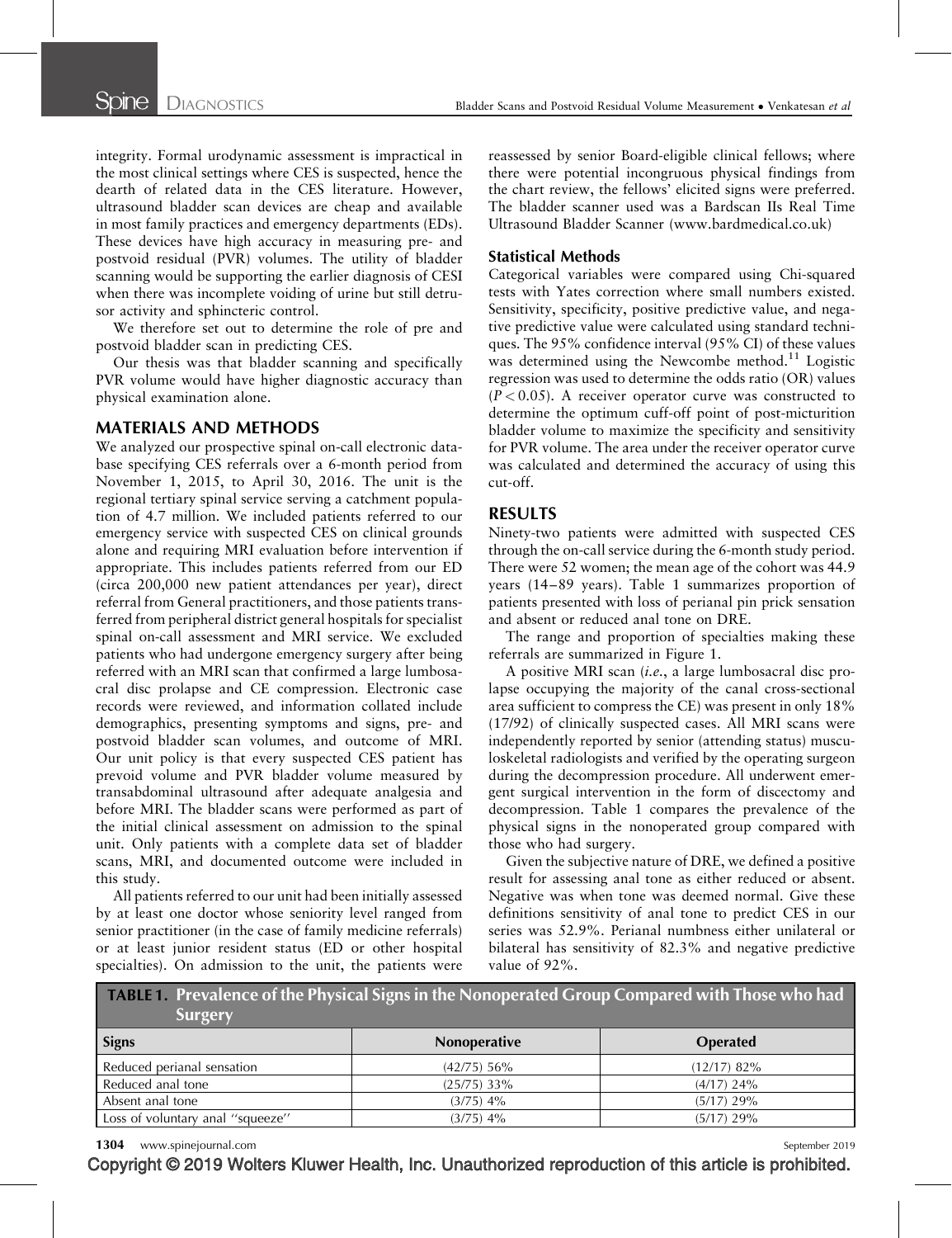integrity. Formal urodynamic assessment is impractical in the most clinical settings where CES is suspected, hence the dearth of related data in the CES literature. However, ultrasound bladder scan devices are cheap and available in most family practices and emergency departments (EDs). These devices have high accuracy in measuring pre- and postvoid residual (PVR) volumes. The utility of bladder scanning would be supporting the earlier diagnosis of CESI when there was incomplete voiding of urine but still detrusor activity and sphincteric control.

We therefore set out to determine the role of pre and postvoid bladder scan in predicting CES.

Our thesis was that bladder scanning and specifically PVR volume would have higher diagnostic accuracy than physical examination alone.

## MATERIALS AND METHODS

We analyzed our prospective spinal on-call electronic database specifying CES referrals over a 6-month period from November 1, 2015, to April 30, 2016. The unit is the regional tertiary spinal service serving a catchment population of 4.7 million. We included patients referred to our emergency service with suspected CES on clinical grounds alone and requiring MRI evaluation before intervention if appropriate. This includes patients referred from our ED (circa 200,000 new patient attendances per year), direct referral from General practitioners, and those patients transferred from peripheral district general hospitals for specialist spinal on-call assessment and MRI service. We excluded patients who had undergone emergency surgery after being referred with an MRI scan that confirmed a large lumbosacral disc prolapse and CE compression. Electronic case records were reviewed, and information collated include demographics, presenting symptoms and signs, pre- and postvoid bladder scan volumes, and outcome of MRI. Our unit policy is that every suspected CES patient has prevoid volume and PVR bladder volume measured by transabdominal ultrasound after adequate analgesia and before MRI. The bladder scans were performed as part of the initial clinical assessment on admission to the spinal unit. Only patients with a complete data set of bladder scans, MRI, and documented outcome were included in this study.

All patients referred to our unit had been initially assessed by at least one doctor whose seniority level ranged from senior practitioner (in the case of family medicine referrals) or at least junior resident status (ED or other hospital specialties). On admission to the unit, the patients were reassessed by senior Board-eligible clinical fellows; where there were potential incongruous physical findings from the chart review, the fellows' elicited signs were preferred. The bladder scanner used was a Bardscan IIs Real Time Ultrasound Bladder Scanner (www.bardmedical.co.uk)

### Statistical Methods

Categorical variables were compared using Chi-squared tests with Yates correction where small numbers existed. Sensitivity, specificity, positive predictive value, and negative predictive value were calculated using standard techniques. The 95% confidence interval (95% CI) of these values was determined using the Newcombe method.[11] Logistic regression was used to determine the odds ratio (OR) values ($P < 0.05$). A receiver operator curve was constructed to determine the optimum cuff-off point of post-micturition bladder volume to maximize the specificity and sensitivity for PVR volume. The area under the receiver operator curve was calculated and determined the accuracy of using this cut-off.

## RESULTS

Ninety-two patients were admitted with suspected CES through the on-call service during the 6-month study period. There were 52 women; the mean age of the cohort was 44.9 years (14–89 years). Table 1 summarizes proportion of patients presented with loss of perianal pin prick sensation and absent or reduced anal tone on DRE.

The range and proportion of specialties making these referrals are summarized in Figure 1.

A positive MRI scan (*i.e.*, a large lumbosacral disc prolapse occupying the majority of the canal cross-sectional area sufficient to compress the CE) was present in only 18% (17/92) of clinically suspected cases. All MRI scans were independently reported by senior (attending status) musculoskeletal radiologists and verified by the operating surgeon during the decompression procedure. All underwent emergent surgical intervention in the form of discectomy and decompression. Table 1 compares the prevalence of the physical signs in the nonoperated group compared with those who had surgery.

Given the subjective nature of DRE, we defined a positive result for assessing anal tone as either reduced or absent. Negative was when tone was deemed normal. Give these definitions sensitivity of anal tone to predict CES in our series was 52.9%. Perianal numbness either unilateral or bilateral has sensitivity of 82.3% and negative predictive value of 92%.

**TABLE 1. Prevalence of the Physical Signs in the Nonoperated Group Compared with Those who had Surgery**

| Signs | Nonoperative | Operated |
|---|---|---|
| Reduced perianal sensation | (42/75) 56% | (12/17) 82% |
| Reduced anal tone | (25/75) 33% | (4/17) 24% |
| Absent anal tone | (3/75) 4% | (5/17) 29% |
| Loss of voluntary anal "squeeze" | (3/75) 4% | (5/17) 29% |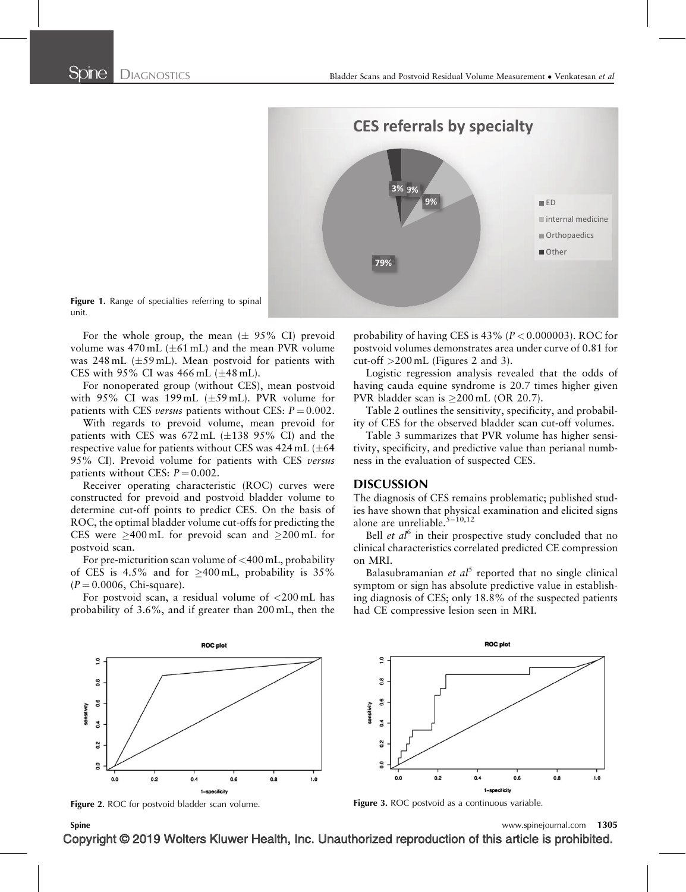Figure 1. Range of specialties referring to spinal unit.

For the whole group, the mean (± 95% CI) prevoid volume was 470 mL (±61 mL) and the mean PVR volume was 248 mL (±59 mL). Mean postvoid for patients with CES with 95% CI was 466 mL (±48 mL).

For nonoperated group (without CES), mean postvoid with 95% CI was 199 mL (±59 mL). PVR volume for patients with CES *versus* patients without CES: $P = 0.002$.

With regards to prevoid volume, mean prevoid for patients with CES was 672 mL (±138 95% CI) and the respective value for patients without CES was 424 mL (±64 95% CI). Prevoid volume for patients with CES *versus* patients without CES: $P = 0.002$.

Receiver operating characteristic (ROC) curves were constructed for prevoid and postvoid bladder volume to determine cut-off points to predict CES. On the basis of ROC, the optimal bladder volume cut-offs for predicting the CES were ≥400 mL for prevoid scan and ≥200 mL for postvoid scan.

For pre-micturition scan volume of <400 mL, probability of CES is 4.5% and for ≥400 mL, probability is 35% ($P = 0.0006$, Chi-square).

For postvoid scan, a residual volume of <200 mL has probability of 3.6%, and if greater than 200 mL, then the probability of having CES is 43% ($P < 0.000003$). ROC for postvoid volumes demonstrates area under curve of 0.81 for cut-off >200 mL (Figures 2 and 3).

Logistic regression analysis revealed that the odds of having cauda equine syndrome is 20.7 times higher given PVR bladder scan is ≥200 mL (OR 20.7).

Table 2 outlines the sensitivity, specificity, and probability of CES for the observed bladder scan cut-off volumes.

Table 3 summarizes that PVR volume has higher sensitivity, specificity, and predictive value than perianal numbness in the evaluation of suspected CES.

## DISCUSSION

The diagnosis of CES remains problematic; published studies have shown that physical examination and elicited signs alone are unreliable.[5–10,12]

Bell *et al*[6] in their prospective study concluded that no clinical characteristics correlated predicted CE compression on MRI.

Balasubramanian *et al*[5] reported that no single clinical symptom or sign has absolute predictive value in establishing diagnosis of CES; only 18.8% of the suspected patients had CE compressive lesion seen in MRI.

Figure 2. ROC for postvoid bladder scan volume.

Figure 3. ROC postvoid as a continuous variable.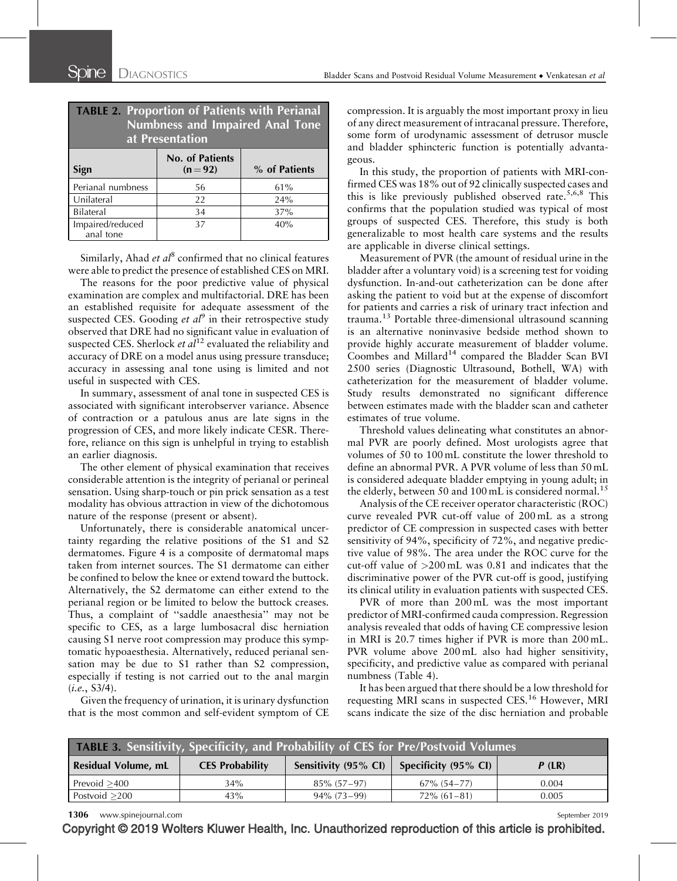**TABLE 2. Proportion of Patients with Perianal Numbness and Impaired Anal Tone at Presentation**

| Sign | No. of Patients (n = 92) | % of Patients |
|---|---|---|
| Perianal numbness | 56 | 61% |
| Unilateral | 22 | 24% |
| Bilateral | 34 | 37% |
| Impaired/reduced anal tone | 37 | 40% |

Similarly, Ahad *et al*[8] confirmed that no clinical features were able to predict the presence of established CES on MRI.

The reasons for the poor predictive value of physical examination are complex and multifactorial. DRE has been an established requisite for adequate assessment of the suspected CES. Gooding *et al*[9] in their retrospective study observed that DRE had no significant value in evaluation of suspected CES. Sherlock *et al*[12] evaluated the reliability and accuracy of DRE on a model anus using pressure transduce; accuracy in assessing anal tone using is limited and not useful in suspected with CES.

In summary, assessment of anal tone in suspected CES is associated with significant interobserver variance. Absence of contraction or a patulous anus are late signs in the progression of CES, and more likely indicate CESR. Therefore, reliance on this sign is unhelpful in trying to establish an earlier diagnosis.

The other element of physical examination that receives considerable attention is the integrity of perianal or perineal sensation. Using sharp-touch or pin prick sensation as a test modality has obvious attraction in view of the dichotomous nature of the response (present or absent).

Unfortunately, there is considerable anatomical uncertainty regarding the relative positions of the S1 and S2 dermatomes. Figure 4 is a composite of dermatomal maps taken from internet sources. The S1 dermatome can either be confined to below the knee or extend toward the buttock. Alternatively, the S2 dermatome can either extend to the perianal region or be limited to below the buttock creases. Thus, a complaint of "saddle anaesthesia" may not be specific to CES, as a large lumbosacral disc herniation causing S1 nerve root compression may produce this symptomatic hypoaesthesia. Alternatively, reduced perianal sensation may be due to S1 rather than S2 compression, especially if testing is not carried out to the anal margin (*i.e.*, S3/4).

Given the frequency of urination, it is urinary dysfunction that is the most common and self-evident symptom of CE compression. It is arguably the most important proxy in lieu of any direct measurement of intracanal pressure. Therefore, some form of urodynamic assessment of detrusor muscle and bladder sphincteric function is potentially advantageous.

In this study, the proportion of patients with MRI-confirmed CES was 18% out of 92 clinically suspected cases and this is like previously published observed rate.[5,6,8] This confirms that the population studied was typical of most groups of suspected CES. Therefore, this study is both generalizable to most health care systems and the results are applicable in diverse clinical settings.

Measurement of PVR (the amount of residual urine in the bladder after a voluntary void) is a screening test for voiding dysfunction. In-and-out catheterization can be done after asking the patient to void but at the expense of discomfort for patients and carries a risk of urinary tract infection and trauma.[13] Portable three-dimensional ultrasound scanning is an alternative noninvasive bedside method shown to provide highly accurate measurement of bladder volume. Coombes and Millard[14] compared the Bladder Scan BVI 2500 series (Diagnostic Ultrasound, Bothell, WA) with catheterization for the measurement of bladder volume. Study results demonstrated no significant difference between estimates made with the bladder scan and catheter estimates of true volume.

Threshold values delineating what constitutes an abnormal PVR are poorly defined. Most urologists agree that volumes of 50 to 100 mL constitute the lower threshold to define an abnormal PVR. A PVR volume of less than 50 mL is considered adequate bladder emptying in young adult; in the elderly, between 50 and 100 mL is considered normal.[15]

Analysis of the CE receiver operator characteristic (ROC) curve revealed PVR cut-off value of 200 mL as a strong predictor of CE compression in suspected cases with better sensitivity of 94%, specificity of 72%, and negative predictive value of 98%. The area under the ROC curve for the cut-off value of >200 mL was 0.81 and indicates that the discriminative power of the PVR cut-off is good, justifying its clinical utility in evaluation patients with suspected CES.

PVR of more than 200 mL was the most important predictor of MRI-confirmed cauda compression. Regression analysis revealed that odds of having CE compressive lesion in MRI is 20.7 times higher if PVR is more than 200 mL. PVR volume above 200 mL also had higher sensitivity, specificity, and predictive value as compared with perianal numbness (Table 4).

It has been argued that there should be a low threshold for requesting MRI scans in suspected CES.[16] However, MRI scans indicate the size of the disc herniation and probable

**TABLE 3. Sensitivity, Specificity, and Probability of CES for Pre/Postvoid Volumes**

| Residual Volume, mL | CES Probability | Sensitivity (95% CI) | Specificity (95% CI) | *P* (LR) |
|---|---|---|---|---|
| Prevoid ≥400 | 34% | 85% (57–97) | 67% (54–77) | 0.004 |
| Postvoid ≥200 | 43% | 94% (73–99) | 72% (61–81) | 0.005 |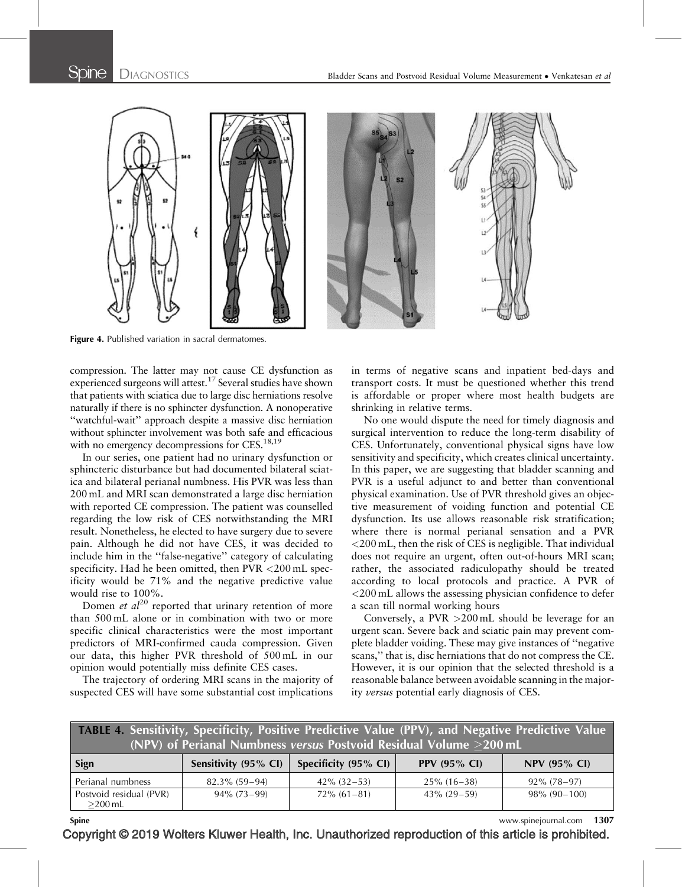Figure 4. Published variation in sacral dermatomes.

compression. The latter may not cause CE dysfunction as experienced surgeons will attest.[17] Several studies have shown that patients with sciatica due to large disc herniations resolve naturally if there is no sphincter dysfunction. A nonoperative "watchful-wait" approach despite a massive disc herniation without sphincter involvement was both safe and efficacious with no emergency decompressions for CES.[18,19]

In our series, one patient had no urinary dysfunction or sphincteric disturbance but had documented bilateral sciatica and bilateral perianal numbness. His PVR was less than 200 mL and MRI scan demonstrated a large disc herniation with reported CE compression. The patient was counselled regarding the low risk of CES notwithstanding the MRI result. Nonetheless, he elected to have surgery due to severe pain. Although he did not have CES, it was decided to include him in the "false-negative" category of calculating specificity. Had he been omitted, then PVR <200 mL specificity would be 71% and the negative predictive value would rise to 100%.

Domen *et al*[20] reported that urinary retention of more than 500 mL alone or in combination with two or more specific clinical characteristics were the most important predictors of MRI-confirmed cauda compression. Given our data, this higher PVR threshold of 500 mL in our opinion would potentially miss definite CES cases.

The trajectory of ordering MRI scans in the majority of suspected CES will have some substantial cost implications in terms of negative scans and inpatient bed-days and transport costs. It must be questioned whether this trend is affordable or proper where most health budgets are shrinking in relative terms.

No one would dispute the need for timely diagnosis and surgical intervention to reduce the long-term disability of CES. Unfortunately, conventional physical signs have low sensitivity and specificity, which creates clinical uncertainty. In this paper, we are suggesting that bladder scanning and PVR is a useful adjunct to and better than conventional physical examination. Use of PVR threshold gives an objective measurement of voiding function and potential CE dysfunction. Its use allows reasonable risk stratification; where there is normal perianal sensation and a PVR <200 mL, then the risk of CES is negligible. That individual does not require an urgent, often out-of-hours MRI scan; rather, the associated radiculopathy should be treated according to local protocols and practice. A PVR of <200 mL allows the assessing physician confidence to defer a scan till normal working hours

Conversely, a PVR >200 mL should be leverage for an urgent scan. Severe back and sciatic pain may prevent complete bladder voiding. These may give instances of "negative scans," that is, disc herniations that do not compress the CE. However, it is our opinion that the selected threshold is a reasonable balance between avoidable scanning in the majority *versus* potential early diagnosis of CES.

**TABLE 4. Sensitivity, Specificity, Positive Predictive Value (PPV), and Negative Predictive Value (NPV) of Perianal Numbness *versus* Postvoid Residual Volume ≥200 mL**

| Sign | Sensitivity (95% CI) | Specificity (95% CI) | PPV (95% CI) | NPV (95% CI) |
|---|---|---|---|---|
| Perianal numbness | 82.3% (59–94) | 42% (32–53) | 25% (16–38) | 92% (78–97) |
| Postvoid residual (PVR) ≥200 mL | 94% (73–99) | 72% (61–81) | 43% (29–59) | 98% (90–100) |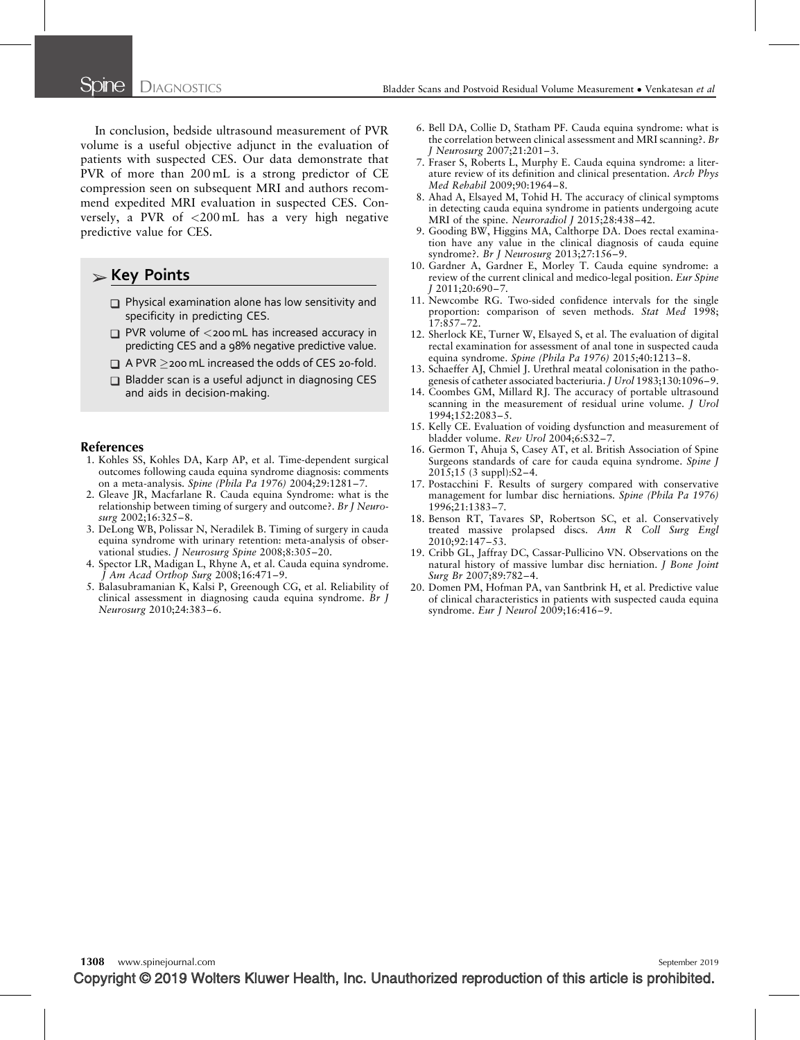In conclusion, bedside ultrasound measurement of PVR volume is a useful objective adjunct in the evaluation of patients with suspected CES. Our data demonstrate that PVR of more than 200 mL is a strong predictor of CE compression seen on subsequent MRI and authors recommend expedited MRI evaluation in suspected CES. Conversely, a PVR of <200 mL has a very high negative predictive value for CES.

## Key Points

- Physical examination alone has low sensitivity and specificity in predicting CES.
- PVR volume of <200 mL has increased accuracy in predicting CES and a 98% negative predictive value.
- A PVR ≥200 mL increased the odds of CES 20-fold.
- Bladder scan is a useful adjunct in diagnosing CES and aids in decision-making.

## References

1. Kohles SS, Kohles DA, Karp AP, et al. Time-dependent surgical outcomes following cauda equina syndrome diagnosis: comments on a meta-analysis. *Spine (Phila Pa 1976)* 2004;29:1281–7.
2. Gleave JR, Macfarlane R. Cauda equina Syndrome: what is the relationship between timing of surgery and outcome?. *Br J Neurosurg* 2002;16:325–8.
3. DeLong WB, Polissar N, Neradilek B. Timing of surgery in cauda equina syndrome with urinary retention: meta-analysis of observational studies. *J Neurosurg Spine* 2008;8:305–20.
4. Spector LR, Madigan L, Rhyne A, et al. Cauda equina syndrome. *J Am Acad Orthop Surg* 2008;16:471–9.
5. Balasubramanian K, Kalsi P, Greenough CG, et al. Reliability of clinical assessment in diagnosing cauda equina syndrome. *Br J Neurosurg* 2010;24:383–6.
6. Bell DA, Collie D, Statham PF. Cauda equina syndrome: what is the correlation between clinical assessment and MRI scanning?. *Br J Neurosurg* 2007;21:201–3.
7. Fraser S, Roberts L, Murphy E. Cauda equina syndrome: a literature review of its definition and clinical presentation. *Arch Phys Med Rehabil* 2009;90:1964–8.
8. Ahad A, Elsayed M, Tohid H. The accuracy of clinical symptoms in detecting cauda equina syndrome in patients undergoing acute MRI of the spine. *Neuroradiol J* 2015;28:438–42.
9. Gooding BW, Higgins MA, Calthorpe DA. Does rectal examination have any value in the clinical diagnosis of cauda equine syndrome?. *Br J Neurosurg* 2013;27:156–9.
10. Gardner A, Gardner E, Morley T. Cauda equine syndrome: a review of the current clinical and medico-legal position. *Eur Spine J* 2011;20:690–7.
11. Newcombe RG. Two-sided confidence intervals for the single proportion: comparison of seven methods. *Stat Med* 1998; 17:857–72.
12. Sherlock KE, Turner W, Elsayed S, et al. The evaluation of digital rectal examination for assessment of anal tone in suspected cauda equina syndrome. *Spine (Phila Pa 1976)* 2015;40:1213–8.
13. Schaeffer AJ, Chmiel J. Urethral meatal colonisation in the pathogenesis of catheter associated bacteriuria. *J Urol* 1983;130:1096–9.
14. Coombes GM, Millard RJ. The accuracy of portable ultrasound scanning in the measurement of residual urine volume. *J Urol* 1994;152:2083–5.
15. Kelly CE. Evaluation of voiding dysfunction and measurement of bladder volume. *Rev Urol* 2004;6:S32–7.
16. Germon T, Ahuja S, Casey AT, et al. British Association of Spine Surgeons standards of care for cauda equina syndrome. *Spine J* 2015;15 (3 suppl):S2–4.
17. Postacchini F. Results of surgery compared with conservative management for lumbar disc herniations. *Spine (Phila Pa 1976)* 1996;21:1383–7.
18. Benson RT, Tavares SP, Robertson SC, et al. Conservatively treated massive prolapsed discs. *Ann R Coll Surg Engl* 2010;92:147–53.
19. Cribb GL, Jaffray DC, Cassar-Pullicino VN. Observations on the natural history of massive lumbar disc herniation. *J Bone Joint Surg Br* 2007;89:782–4.
20. Domen PM, Hofman PA, van Santbrink H, et al. Predictive value of clinical characteristics in patients with suspected cauda equina syndrome. *Eur J Neurol* 2009;16:416–9.